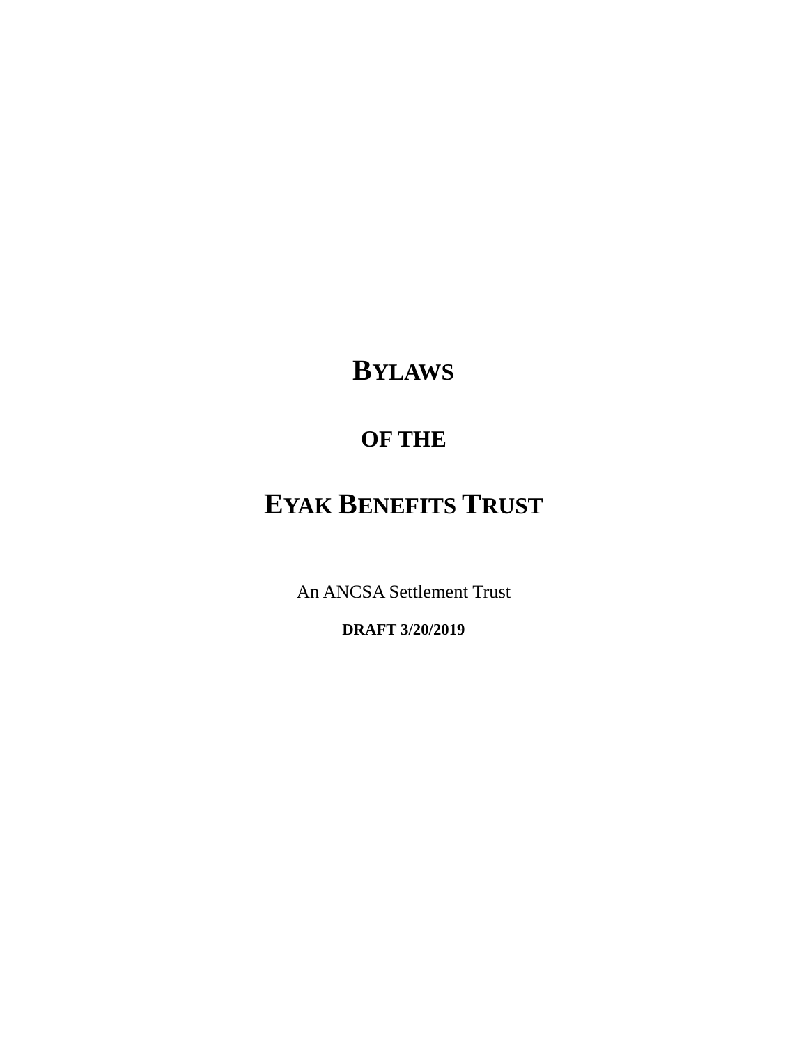# BYLAWS

## OF THE

# EYAK BENEFITS TRUST

An ANCSA Settlement Trust

**DRAFT 3/20/2019**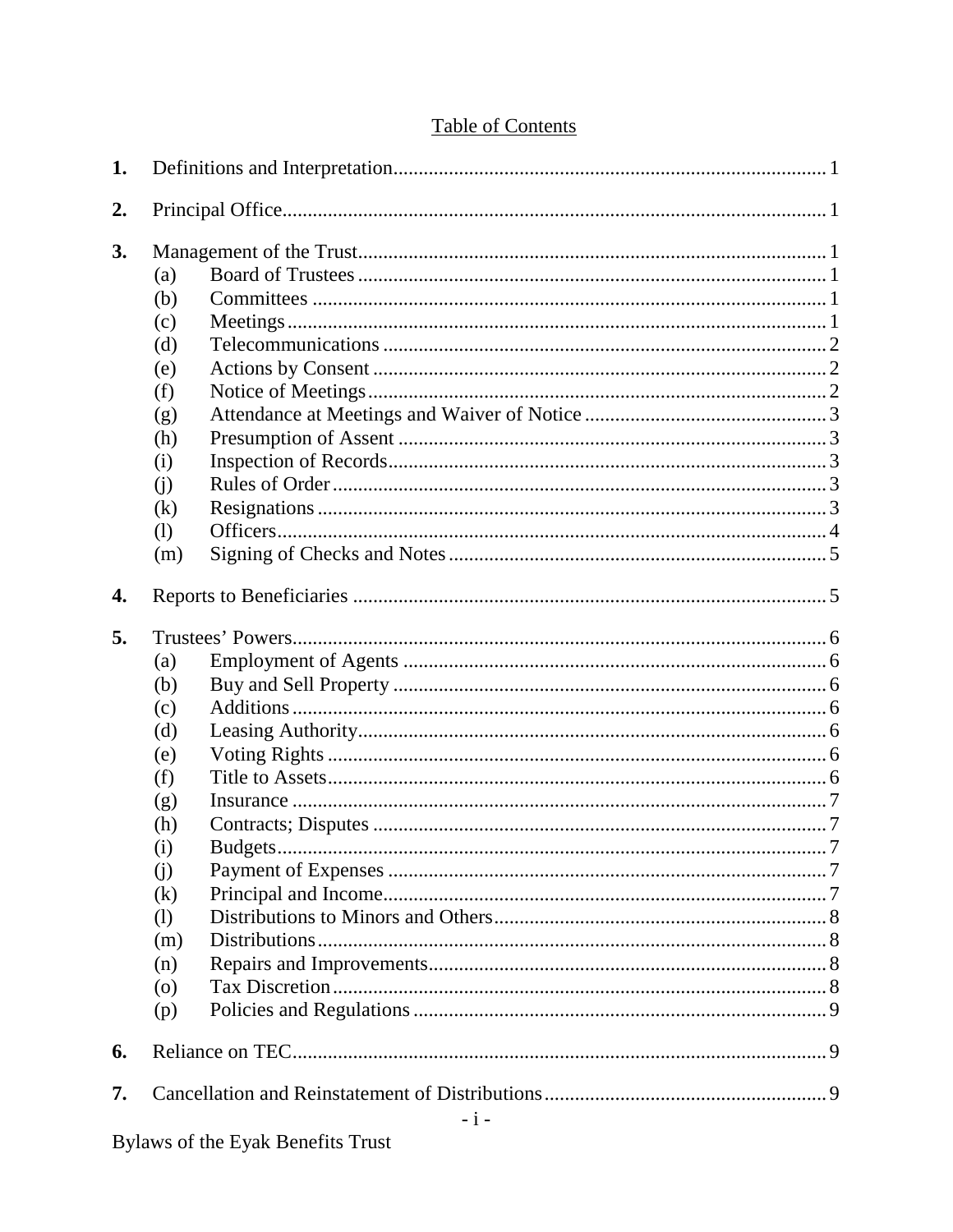# Table of Contents

1. Definitions and Interpretation .......... 1
2. Principal Office .......... 1
3. Management of the Trust .......... 1
   - (a) Board of Trustees .......... 1
   - (b) Committees .......... 1
   - (c) Meetings .......... 1
   - (d) Telecommunications .......... 2
   - (e) Actions by Consent .......... 2
   - (f) Notice of Meetings .......... 2
   - (g) Attendance at Meetings and Waiver of Notice .......... 3
   - (h) Presumption of Assent .......... 3
   - (i) Inspection of Records .......... 3
   - (j) Rules of Order .......... 3
   - (k) Resignations .......... 3
   - (l) Officers .......... 4
   - (m) Signing of Checks and Notes .......... 5
4. Reports to Beneficiaries .......... 5
5. Trustees' Powers .......... 6
   - (a) Employment of Agents .......... 6
   - (b) Buy and Sell Property .......... 6
   - (c) Additions .......... 6
   - (d) Leasing Authority .......... 6
   - (e) Voting Rights .......... 6
   - (f) Title to Assets .......... 6
   - (g) Insurance .......... 7
   - (h) Contracts; Disputes .......... 7
   - (i) Budgets .......... 7
   - (j) Payment of Expenses .......... 7
   - (k) Principal and Income .......... 7
   - (l) Distributions to Minors and Others .......... 8
   - (m) Distributions .......... 8
   - (n) Repairs and Improvements .......... 8
   - (o) Tax Discretion .......... 8
   - (p) Policies and Regulations .......... 9
6. Reliance on TEC .......... 9
7. Cancellation and Reinstatement of Distributions .......... 9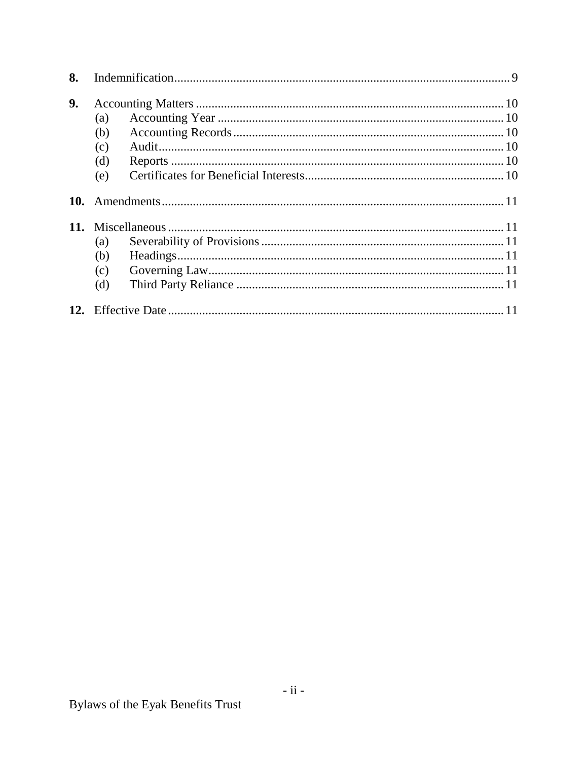**8.** Indemnification ..... 9

**9.** Accounting Matters ..... 10
- (a) Accounting Year ..... 10
- (b) Accounting Records ..... 10
- (c) Audit ..... 10
- (d) Reports ..... 10
- (e) Certificates for Beneficial Interests ..... 10

**10.** Amendments ..... 11

**11.** Miscellaneous ..... 11
- (a) Severability of Provisions ..... 11
- (b) Headings ..... 11
- (c) Governing Law ..... 11
- (d) Third Party Reliance ..... 11

**12.** Effective Date ..... 11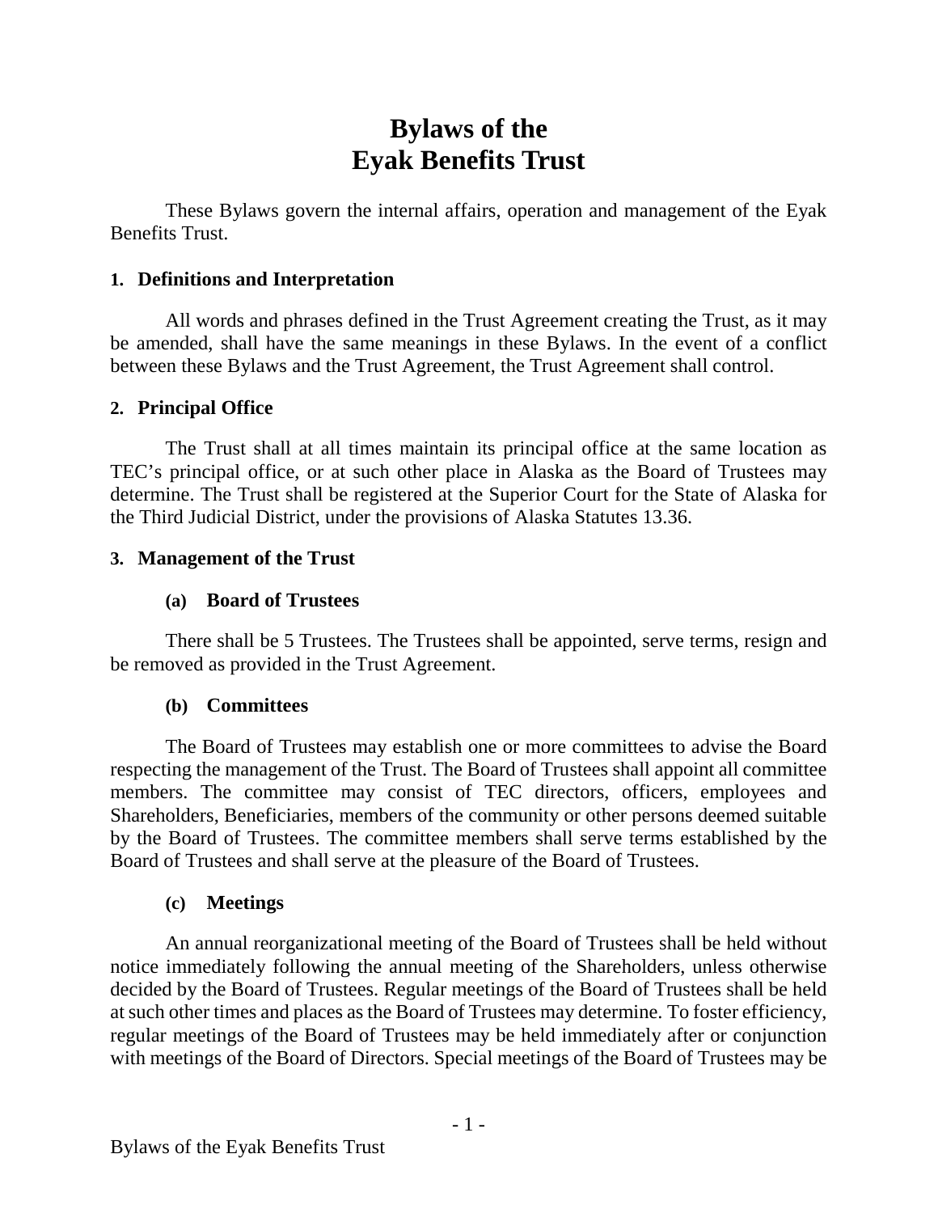# Bylaws of the Eyak Benefits Trust

These Bylaws govern the internal affairs, operation and management of the Eyak Benefits Trust.

## 1. Definitions and Interpretation

All words and phrases defined in the Trust Agreement creating the Trust, as it may be amended, shall have the same meanings in these Bylaws. In the event of a conflict between these Bylaws and the Trust Agreement, the Trust Agreement shall control.

## 2. Principal Office

The Trust shall at all times maintain its principal office at the same location as TEC's principal office, or at such other place in Alaska as the Board of Trustees may determine. The Trust shall be registered at the Superior Court for the State of Alaska for the Third Judicial District, under the provisions of Alaska Statutes 13.36.

## 3. Management of the Trust

### (a) Board of Trustees

There shall be 5 Trustees. The Trustees shall be appointed, serve terms, resign and be removed as provided in the Trust Agreement.

### (b) Committees

The Board of Trustees may establish one or more committees to advise the Board respecting the management of the Trust. The Board of Trustees shall appoint all committee members. The committee may consist of TEC directors, officers, employees and Shareholders, Beneficiaries, members of the community or other persons deemed suitable by the Board of Trustees. The committee members shall serve terms established by the Board of Trustees and shall serve at the pleasure of the Board of Trustees.

### (c) Meetings

An annual reorganizational meeting of the Board of Trustees shall be held without notice immediately following the annual meeting of the Shareholders, unless otherwise decided by the Board of Trustees. Regular meetings of the Board of Trustees shall be held at such other times and places as the Board of Trustees may determine. To foster efficiency, regular meetings of the Board of Trustees may be held immediately after or conjunction with meetings of the Board of Directors. Special meetings of the Board of Trustees may be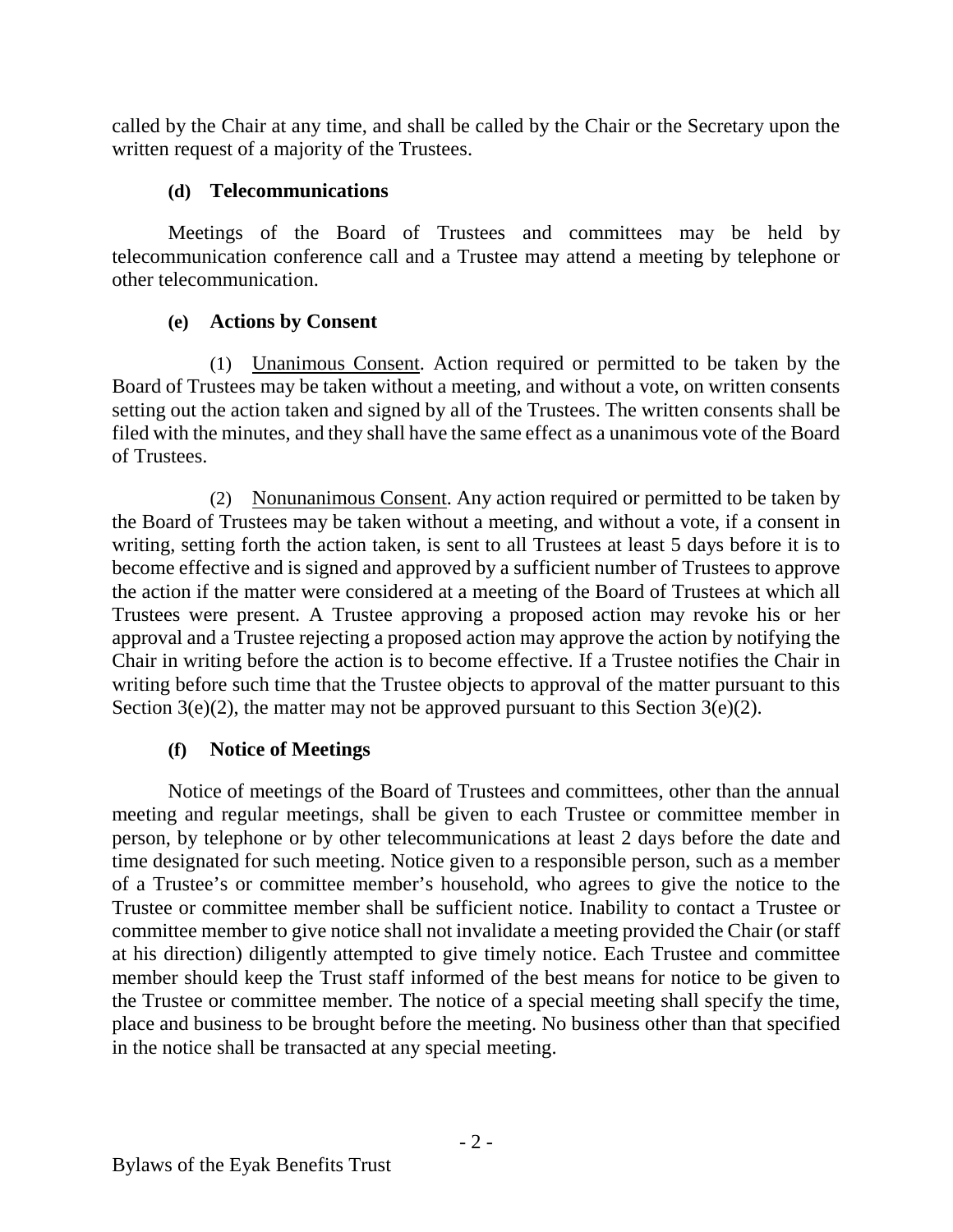called by the Chair at any time, and shall be called by the Chair or the Secretary upon the written request of a majority of the Trustees.

### (d) Telecommunications

Meetings of the Board of Trustees and committees may be held by telecommunication conference call and a Trustee may attend a meeting by telephone or other telecommunication.

### (e) Actions by Consent

(1) Unanimous Consent. Action required or permitted to be taken by the Board of Trustees may be taken without a meeting, and without a vote, on written consents setting out the action taken and signed by all of the Trustees. The written consents shall be filed with the minutes, and they shall have the same effect as a unanimous vote of the Board of Trustees.

(2) Nonunanimous Consent. Any action required or permitted to be taken by the Board of Trustees may be taken without a meeting, and without a vote, if a consent in writing, setting forth the action taken, is sent to all Trustees at least 5 days before it is to become effective and is signed and approved by a sufficient number of Trustees to approve the action if the matter were considered at a meeting of the Board of Trustees at which all Trustees were present. A Trustee approving a proposed action may revoke his or her approval and a Trustee rejecting a proposed action may approve the action by notifying the Chair in writing before the action is to become effective. If a Trustee notifies the Chair in writing before such time that the Trustee objects to approval of the matter pursuant to this Section 3(e)(2), the matter may not be approved pursuant to this Section 3(e)(2).

### (f) Notice of Meetings

Notice of meetings of the Board of Trustees and committees, other than the annual meeting and regular meetings, shall be given to each Trustee or committee member in person, by telephone or by other telecommunications at least 2 days before the date and time designated for such meeting. Notice given to a responsible person, such as a member of a Trustee's or committee member's household, who agrees to give the notice to the Trustee or committee member shall be sufficient notice. Inability to contact a Trustee or committee member to give notice shall not invalidate a meeting provided the Chair (or staff at his direction) diligently attempted to give timely notice. Each Trustee and committee member should keep the Trust staff informed of the best means for notice to be given to the Trustee or committee member. The notice of a special meeting shall specify the time, place and business to be brought before the meeting. No business other than that specified in the notice shall be transacted at any special meeting.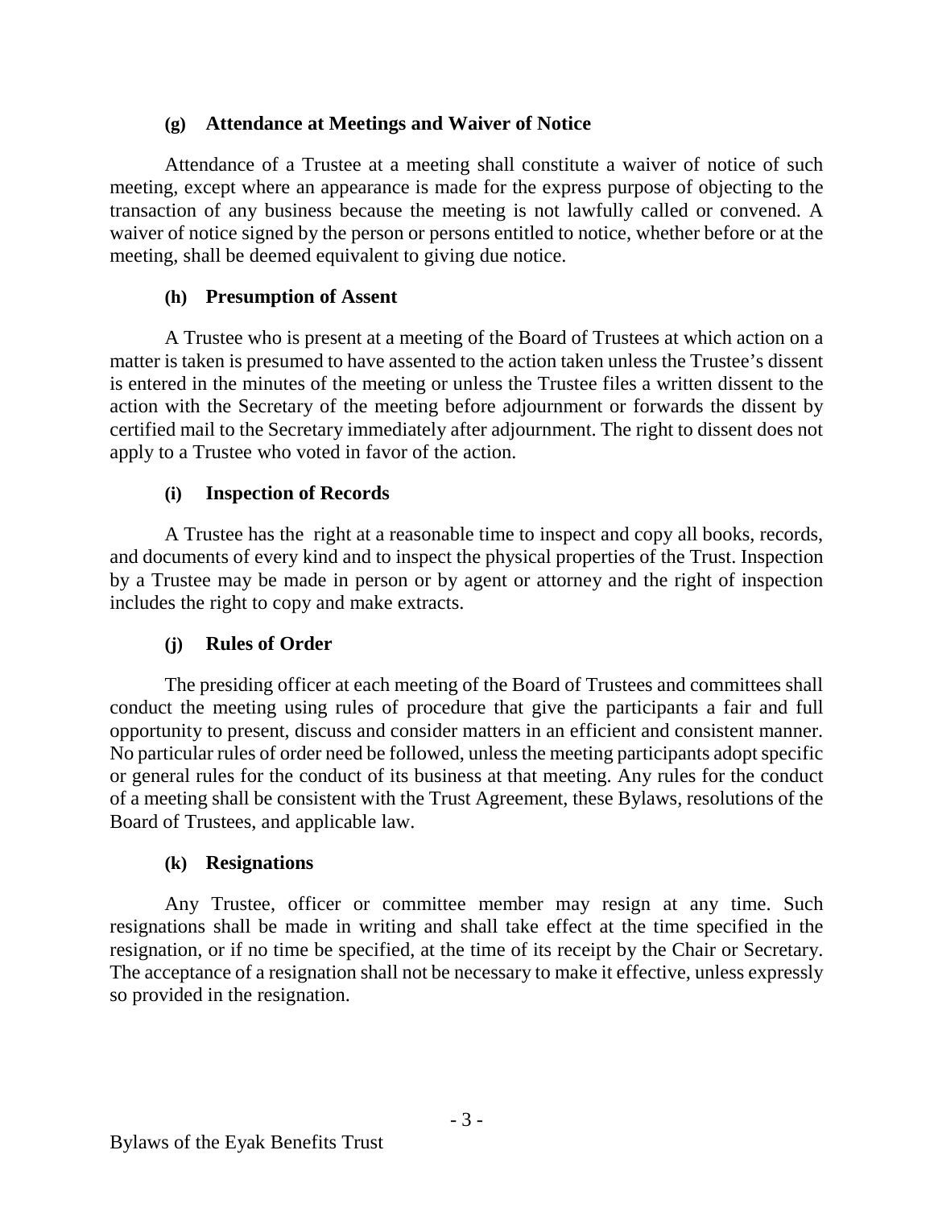### (g) Attendance at Meetings and Waiver of Notice

Attendance of a Trustee at a meeting shall constitute a waiver of notice of such meeting, except where an appearance is made for the express purpose of objecting to the transaction of any business because the meeting is not lawfully called or convened. A waiver of notice signed by the person or persons entitled to notice, whether before or at the meeting, shall be deemed equivalent to giving due notice.

### (h) Presumption of Assent

A Trustee who is present at a meeting of the Board of Trustees at which action on a matter is taken is presumed to have assented to the action taken unless the Trustee's dissent is entered in the minutes of the meeting or unless the Trustee files a written dissent to the action with the Secretary of the meeting before adjournment or forwards the dissent by certified mail to the Secretary immediately after adjournment. The right to dissent does not apply to a Trustee who voted in favor of the action.

### (i) Inspection of Records

A Trustee has the right at a reasonable time to inspect and copy all books, records, and documents of every kind and to inspect the physical properties of the Trust. Inspection by a Trustee may be made in person or by agent or attorney and the right of inspection includes the right to copy and make extracts.

### (j) Rules of Order

The presiding officer at each meeting of the Board of Trustees and committees shall conduct the meeting using rules of procedure that give the participants a fair and full opportunity to present, discuss and consider matters in an efficient and consistent manner. No particular rules of order need be followed, unless the meeting participants adopt specific or general rules for the conduct of its business at that meeting. Any rules for the conduct of a meeting shall be consistent with the Trust Agreement, these Bylaws, resolutions of the Board of Trustees, and applicable law.

### (k) Resignations

Any Trustee, officer or committee member may resign at any time. Such resignations shall be made in writing and shall take effect at the time specified in the resignation, or if no time be specified, at the time of its receipt by the Chair or Secretary. The acceptance of a resignation shall not be necessary to make it effective, unless expressly so provided in the resignation.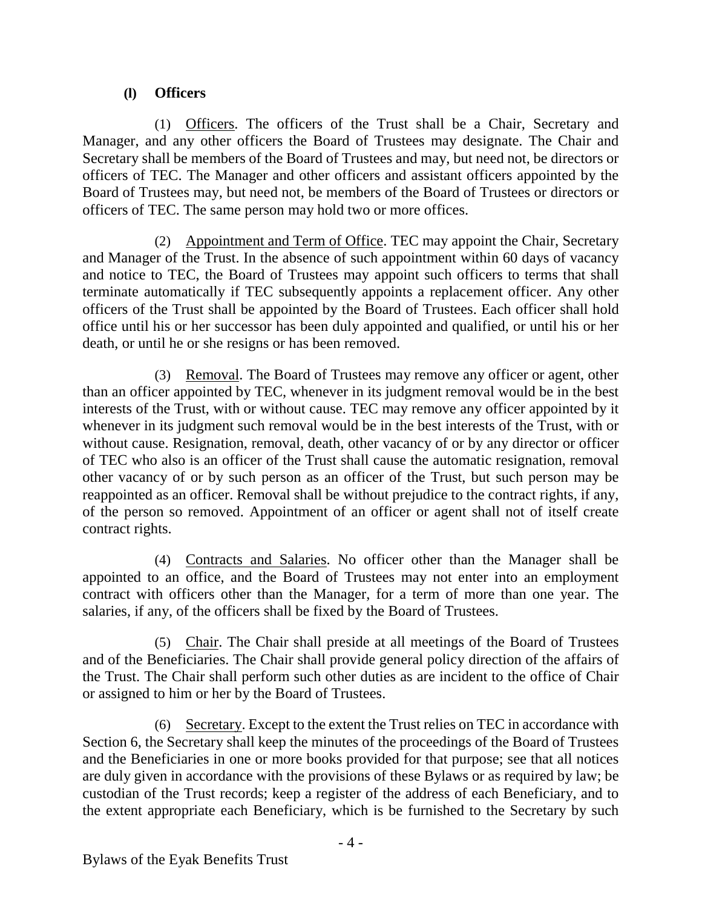### (l) Officers

(1) Officers. The officers of the Trust shall be a Chair, Secretary and Manager, and any other officers the Board of Trustees may designate. The Chair and Secretary shall be members of the Board of Trustees and may, but need not, be directors or officers of TEC. The Manager and other officers and assistant officers appointed by the Board of Trustees may, but need not, be members of the Board of Trustees or directors or officers of TEC. The same person may hold two or more offices.

(2) Appointment and Term of Office. TEC may appoint the Chair, Secretary and Manager of the Trust. In the absence of such appointment within 60 days of vacancy and notice to TEC, the Board of Trustees may appoint such officers to terms that shall terminate automatically if TEC subsequently appoints a replacement officer. Any other officers of the Trust shall be appointed by the Board of Trustees. Each officer shall hold office until his or her successor has been duly appointed and qualified, or until his or her death, or until he or she resigns or has been removed.

(3) Removal. The Board of Trustees may remove any officer or agent, other than an officer appointed by TEC, whenever in its judgment removal would be in the best interests of the Trust, with or without cause. TEC may remove any officer appointed by it whenever in its judgment such removal would be in the best interests of the Trust, with or without cause. Resignation, removal, death, other vacancy of or by any director or officer of TEC who also is an officer of the Trust shall cause the automatic resignation, removal other vacancy of or by such person as an officer of the Trust, but such person may be reappointed as an officer. Removal shall be without prejudice to the contract rights, if any, of the person so removed. Appointment of an officer or agent shall not of itself create contract rights.

(4) Contracts and Salaries. No officer other than the Manager shall be appointed to an office, and the Board of Trustees may not enter into an employment contract with officers other than the Manager, for a term of more than one year. The salaries, if any, of the officers shall be fixed by the Board of Trustees.

(5) Chair. The Chair shall preside at all meetings of the Board of Trustees and of the Beneficiaries. The Chair shall provide general policy direction of the affairs of the Trust. The Chair shall perform such other duties as are incident to the office of Chair or assigned to him or her by the Board of Trustees.

(6) Secretary. Except to the extent the Trust relies on TEC in accordance with Section 6, the Secretary shall keep the minutes of the proceedings of the Board of Trustees and the Beneficiaries in one or more books provided for that purpose; see that all notices are duly given in accordance with the provisions of these Bylaws or as required by law; be custodian of the Trust records; keep a register of the address of each Beneficiary, and to the extent appropriate each Beneficiary, which is be furnished to the Secretary by such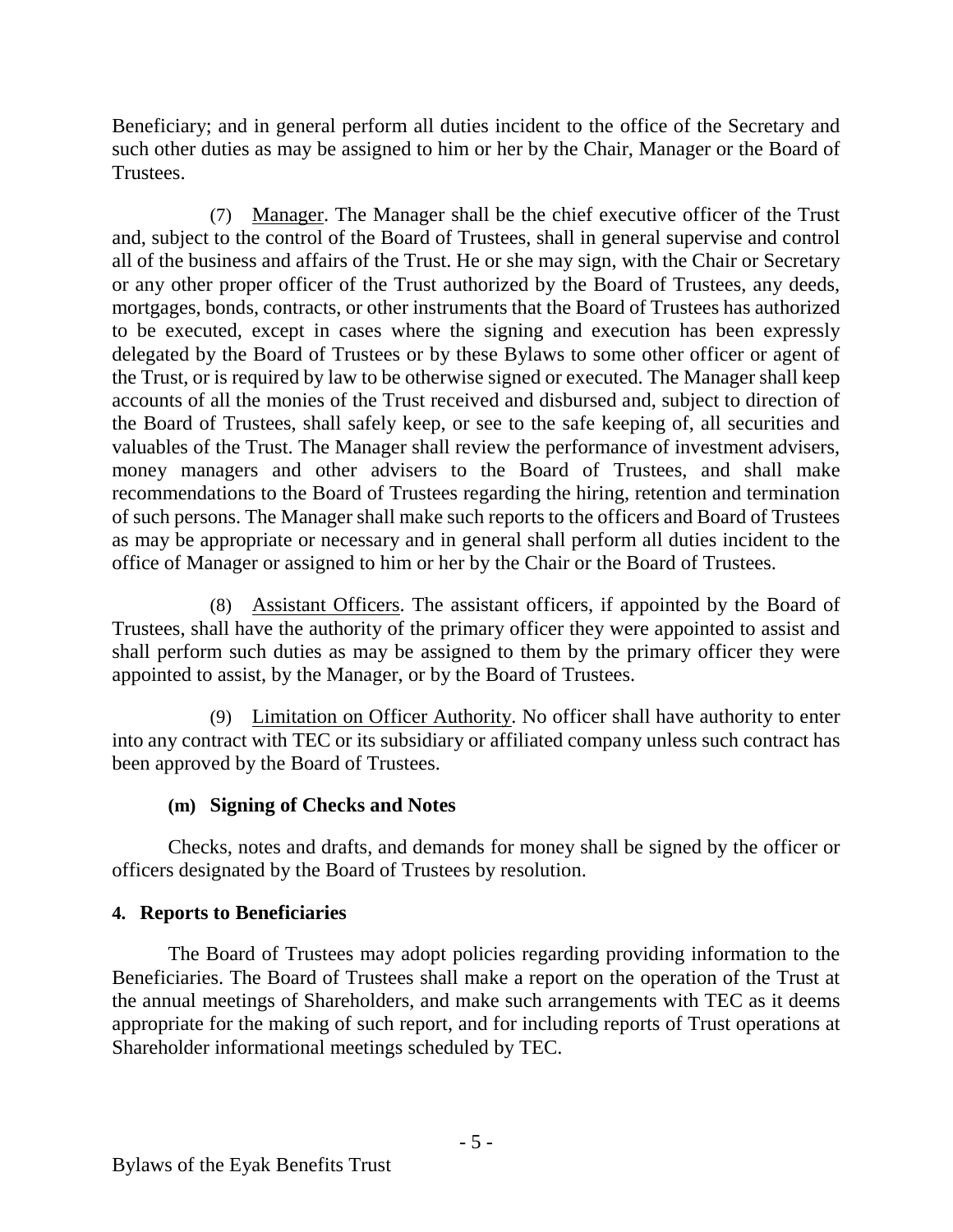Beneficiary; and in general perform all duties incident to the office of the Secretary and such other duties as may be assigned to him or her by the Chair, Manager or the Board of Trustees.

(7) Manager. The Manager shall be the chief executive officer of the Trust and, subject to the control of the Board of Trustees, shall in general supervise and control all of the business and affairs of the Trust. He or she may sign, with the Chair or Secretary or any other proper officer of the Trust authorized by the Board of Trustees, any deeds, mortgages, bonds, contracts, or other instruments that the Board of Trustees has authorized to be executed, except in cases where the signing and execution has been expressly delegated by the Board of Trustees or by these Bylaws to some other officer or agent of the Trust, or is required by law to be otherwise signed or executed. The Manager shall keep accounts of all the monies of the Trust received and disbursed and, subject to direction of the Board of Trustees, shall safely keep, or see to the safe keeping of, all securities and valuables of the Trust. The Manager shall review the performance of investment advisers, money managers and other advisers to the Board of Trustees, and shall make recommendations to the Board of Trustees regarding the hiring, retention and termination of such persons. The Manager shall make such reports to the officers and Board of Trustees as may be appropriate or necessary and in general shall perform all duties incident to the office of Manager or assigned to him or her by the Chair or the Board of Trustees.

(8) Assistant Officers. The assistant officers, if appointed by the Board of Trustees, shall have the authority of the primary officer they were appointed to assist and shall perform such duties as may be assigned to them by the primary officer they were appointed to assist, by the Manager, or by the Board of Trustees.

(9) Limitation on Officer Authority. No officer shall have authority to enter into any contract with TEC or its subsidiary or affiliated company unless such contract has been approved by the Board of Trustees.

### (m) Signing of Checks and Notes

Checks, notes and drafts, and demands for money shall be signed by the officer or officers designated by the Board of Trustees by resolution.

## 4. Reports to Beneficiaries

The Board of Trustees may adopt policies regarding providing information to the Beneficiaries. The Board of Trustees shall make a report on the operation of the Trust at the annual meetings of Shareholders, and make such arrangements with TEC as it deems appropriate for the making of such report, and for including reports of Trust operations at Shareholder informational meetings scheduled by TEC.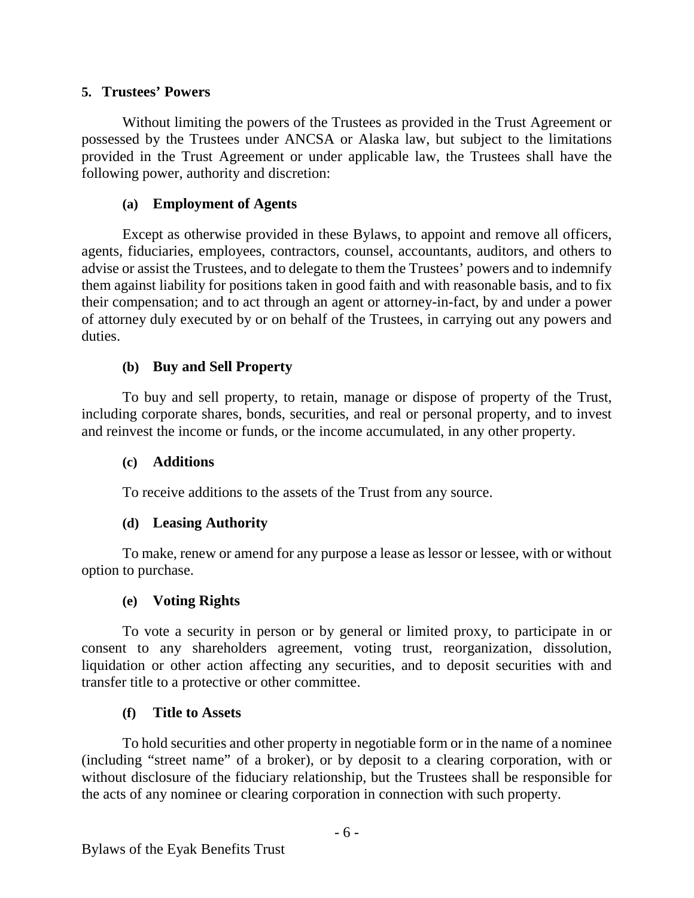## 5. Trustees' Powers

Without limiting the powers of the Trustees as provided in the Trust Agreement or possessed by the Trustees under ANCSA or Alaska law, but subject to the limitations provided in the Trust Agreement or under applicable law, the Trustees shall have the following power, authority and discretion:

### (a) Employment of Agents

Except as otherwise provided in these Bylaws, to appoint and remove all officers, agents, fiduciaries, employees, contractors, counsel, accountants, auditors, and others to advise or assist the Trustees, and to delegate to them the Trustees' powers and to indemnify them against liability for positions taken in good faith and with reasonable basis, and to fix their compensation; and to act through an agent or attorney-in-fact, by and under a power of attorney duly executed by or on behalf of the Trustees, in carrying out any powers and duties.

### (b) Buy and Sell Property

To buy and sell property, to retain, manage or dispose of property of the Trust, including corporate shares, bonds, securities, and real or personal property, and to invest and reinvest the income or funds, or the income accumulated, in any other property.

### (c) Additions

To receive additions to the assets of the Trust from any source.

### (d) Leasing Authority

To make, renew or amend for any purpose a lease as lessor or lessee, with or without option to purchase.

### (e) Voting Rights

To vote a security in person or by general or limited proxy, to participate in or consent to any shareholders agreement, voting trust, reorganization, dissolution, liquidation or other action affecting any securities, and to deposit securities with and transfer title to a protective or other committee.

### (f) Title to Assets

To hold securities and other property in negotiable form or in the name of a nominee (including "street name" of a broker), or by deposit to a clearing corporation, with or without disclosure of the fiduciary relationship, but the Trustees shall be responsible for the acts of any nominee or clearing corporation in connection with such property.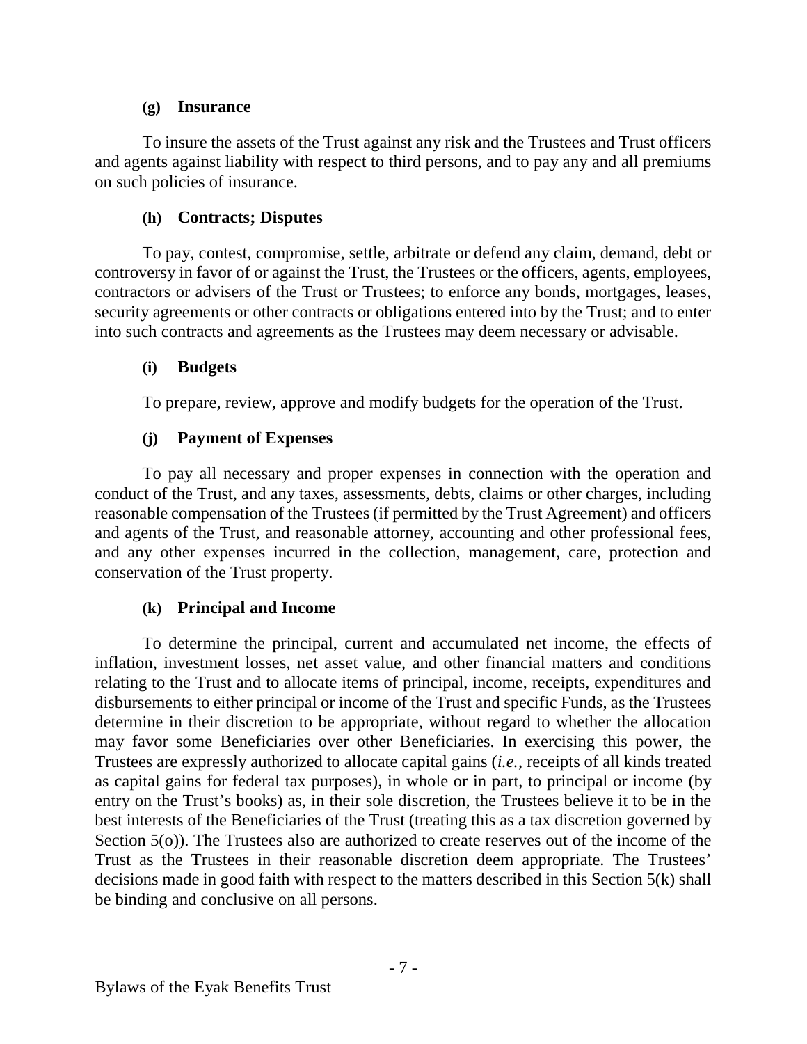#### (g) Insurance

To insure the assets of the Trust against any risk and the Trustees and Trust officers and agents against liability with respect to third persons, and to pay any and all premiums on such policies of insurance.

#### (h) Contracts; Disputes

To pay, contest, compromise, settle, arbitrate or defend any claim, demand, debt or controversy in favor of or against the Trust, the Trustees or the officers, agents, employees, contractors or advisers of the Trust or Trustees; to enforce any bonds, mortgages, leases, security agreements or other contracts or obligations entered into by the Trust; and to enter into such contracts and agreements as the Trustees may deem necessary or advisable.

#### (i) Budgets

To prepare, review, approve and modify budgets for the operation of the Trust.

#### (j) Payment of Expenses

To pay all necessary and proper expenses in connection with the operation and conduct of the Trust, and any taxes, assessments, debts, claims or other charges, including reasonable compensation of the Trustees (if permitted by the Trust Agreement) and officers and agents of the Trust, and reasonable attorney, accounting and other professional fees, and any other expenses incurred in the collection, management, care, protection and conservation of the Trust property.

#### (k) Principal and Income

To determine the principal, current and accumulated net income, the effects of inflation, investment losses, net asset value, and other financial matters and conditions relating to the Trust and to allocate items of principal, income, receipts, expenditures and disbursements to either principal or income of the Trust and specific Funds, as the Trustees determine in their discretion to be appropriate, without regard to whether the allocation may favor some Beneficiaries over other Beneficiaries. In exercising this power, the Trustees are expressly authorized to allocate capital gains (*i.e.*, receipts of all kinds treated as capital gains for federal tax purposes), in whole or in part, to principal or income (by entry on the Trust's books) as, in their sole discretion, the Trustees believe it to be in the best interests of the Beneficiaries of the Trust (treating this as a tax discretion governed by Section 5(o)). The Trustees also are authorized to create reserves out of the income of the Trust as the Trustees in their reasonable discretion deem appropriate. The Trustees' decisions made in good faith with respect to the matters described in this Section 5(k) shall be binding and conclusive on all persons.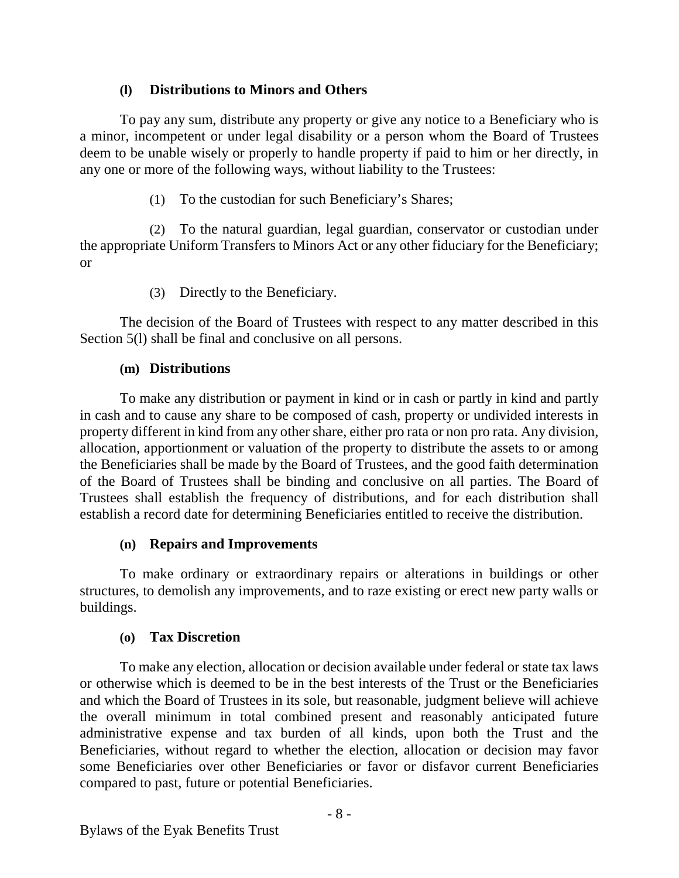#### (l) Distributions to Minors and Others

To pay any sum, distribute any property or give any notice to a Beneficiary who is a minor, incompetent or under legal disability or a person whom the Board of Trustees deem to be unable wisely or properly to handle property if paid to him or her directly, in any one or more of the following ways, without liability to the Trustees:

(1) To the custodian for such Beneficiary's Shares;

(2) To the natural guardian, legal guardian, conservator or custodian under the appropriate Uniform Transfers to Minors Act or any other fiduciary for the Beneficiary; or

(3) Directly to the Beneficiary.

The decision of the Board of Trustees with respect to any matter described in this Section 5(l) shall be final and conclusive on all persons.

#### (m) Distributions

To make any distribution or payment in kind or in cash or partly in kind and partly in cash and to cause any share to be composed of cash, property or undivided interests in property different in kind from any other share, either pro rata or non pro rata. Any division, allocation, apportionment or valuation of the property to distribute the assets to or among the Beneficiaries shall be made by the Board of Trustees, and the good faith determination of the Board of Trustees shall be binding and conclusive on all parties. The Board of Trustees shall establish the frequency of distributions, and for each distribution shall establish a record date for determining Beneficiaries entitled to receive the distribution.

#### (n) Repairs and Improvements

To make ordinary or extraordinary repairs or alterations in buildings or other structures, to demolish any improvements, and to raze existing or erect new party walls or buildings.

#### (o) Tax Discretion

To make any election, allocation or decision available under federal or state tax laws or otherwise which is deemed to be in the best interests of the Trust or the Beneficiaries and which the Board of Trustees in its sole, but reasonable, judgment believe will achieve the overall minimum in total combined present and reasonably anticipated future administrative expense and tax burden of all kinds, upon both the Trust and the Beneficiaries, without regard to whether the election, allocation or decision may favor some Beneficiaries over other Beneficiaries or favor or disfavor current Beneficiaries compared to past, future or potential Beneficiaries.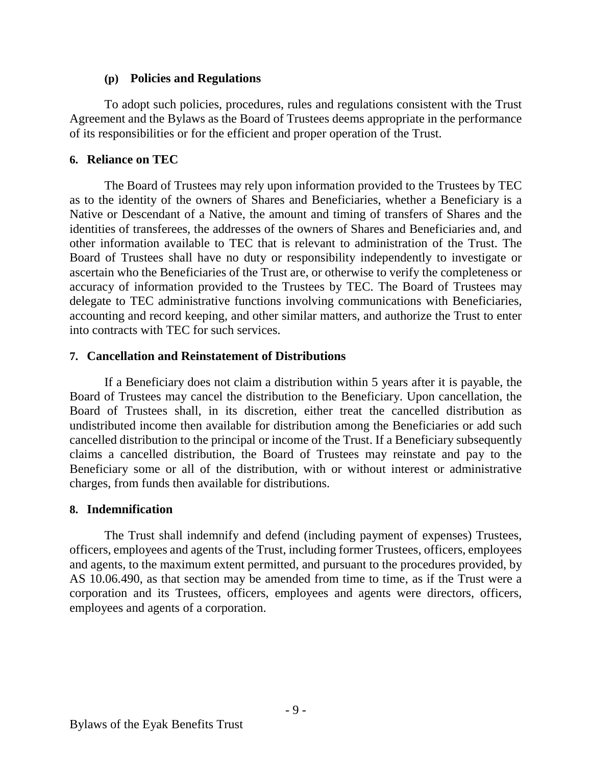#### (p) Policies and Regulations

To adopt such policies, procedures, rules and regulations consistent with the Trust Agreement and the Bylaws as the Board of Trustees deems appropriate in the performance of its responsibilities or for the efficient and proper operation of the Trust.

### 6. Reliance on TEC

The Board of Trustees may rely upon information provided to the Trustees by TEC as to the identity of the owners of Shares and Beneficiaries, whether a Beneficiary is a Native or Descendant of a Native, the amount and timing of transfers of Shares and the identities of transferees, the addresses of the owners of Shares and Beneficiaries and, and other information available to TEC that is relevant to administration of the Trust. The Board of Trustees shall have no duty or responsibility independently to investigate or ascertain who the Beneficiaries of the Trust are, or otherwise to verify the completeness or accuracy of information provided to the Trustees by TEC. The Board of Trustees may delegate to TEC administrative functions involving communications with Beneficiaries, accounting and record keeping, and other similar matters, and authorize the Trust to enter into contracts with TEC for such services.

### 7. Cancellation and Reinstatement of Distributions

If a Beneficiary does not claim a distribution within 5 years after it is payable, the Board of Trustees may cancel the distribution to the Beneficiary. Upon cancellation, the Board of Trustees shall, in its discretion, either treat the cancelled distribution as undistributed income then available for distribution among the Beneficiaries or add such cancelled distribution to the principal or income of the Trust. If a Beneficiary subsequently claims a cancelled distribution, the Board of Trustees may reinstate and pay to the Beneficiary some or all of the distribution, with or without interest or administrative charges, from funds then available for distributions.

### 8. Indemnification

The Trust shall indemnify and defend (including payment of expenses) Trustees, officers, employees and agents of the Trust, including former Trustees, officers, employees and agents, to the maximum extent permitted, and pursuant to the procedures provided, by AS 10.06.490, as that section may be amended from time to time, as if the Trust were a corporation and its Trustees, officers, employees and agents were directors, officers, employees and agents of a corporation.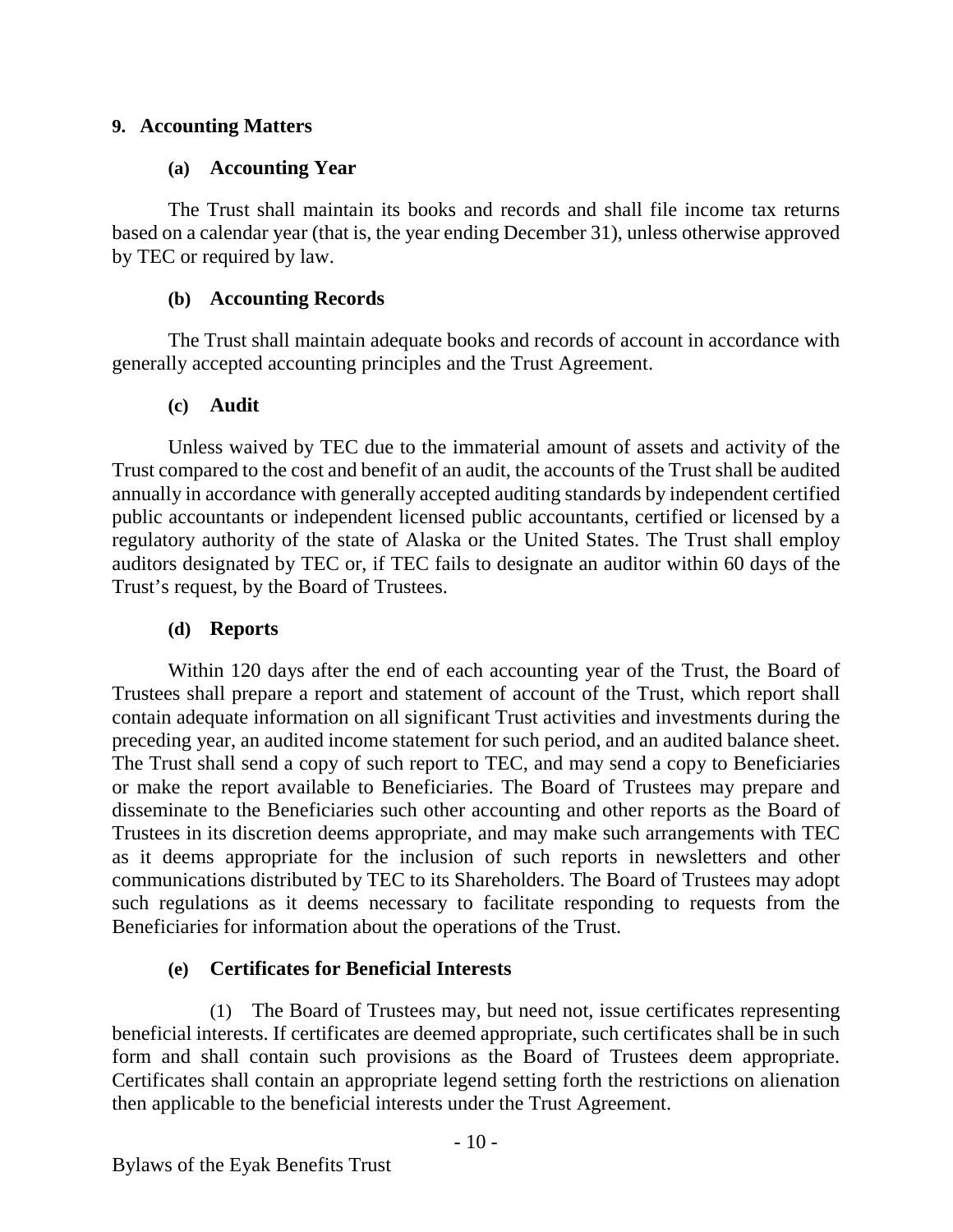## 9. Accounting Matters

### (a) Accounting Year

The Trust shall maintain its books and records and shall file income tax returns based on a calendar year (that is, the year ending December 31), unless otherwise approved by TEC or required by law.

### (b) Accounting Records

The Trust shall maintain adequate books and records of account in accordance with generally accepted accounting principles and the Trust Agreement.

### (c) Audit

Unless waived by TEC due to the immaterial amount of assets and activity of the Trust compared to the cost and benefit of an audit, the accounts of the Trust shall be audited annually in accordance with generally accepted auditing standards by independent certified public accountants or independent licensed public accountants, certified or licensed by a regulatory authority of the state of Alaska or the United States. The Trust shall employ auditors designated by TEC or, if TEC fails to designate an auditor within 60 days of the Trust's request, by the Board of Trustees.

### (d) Reports

Within 120 days after the end of each accounting year of the Trust, the Board of Trustees shall prepare a report and statement of account of the Trust, which report shall contain adequate information on all significant Trust activities and investments during the preceding year, an audited income statement for such period, and an audited balance sheet. The Trust shall send a copy of such report to TEC, and may send a copy to Beneficiaries or make the report available to Beneficiaries. The Board of Trustees may prepare and disseminate to the Beneficiaries such other accounting and other reports as the Board of Trustees in its discretion deems appropriate, and may make such arrangements with TEC as it deems appropriate for the inclusion of such reports in newsletters and other communications distributed by TEC to its Shareholders. The Board of Trustees may adopt such regulations as it deems necessary to facilitate responding to requests from the Beneficiaries for information about the operations of the Trust.

### (e) Certificates for Beneficial Interests

(1) The Board of Trustees may, but need not, issue certificates representing beneficial interests. If certificates are deemed appropriate, such certificates shall be in such form and shall contain such provisions as the Board of Trustees deem appropriate. Certificates shall contain an appropriate legend setting forth the restrictions on alienation then applicable to the beneficial interests under the Trust Agreement.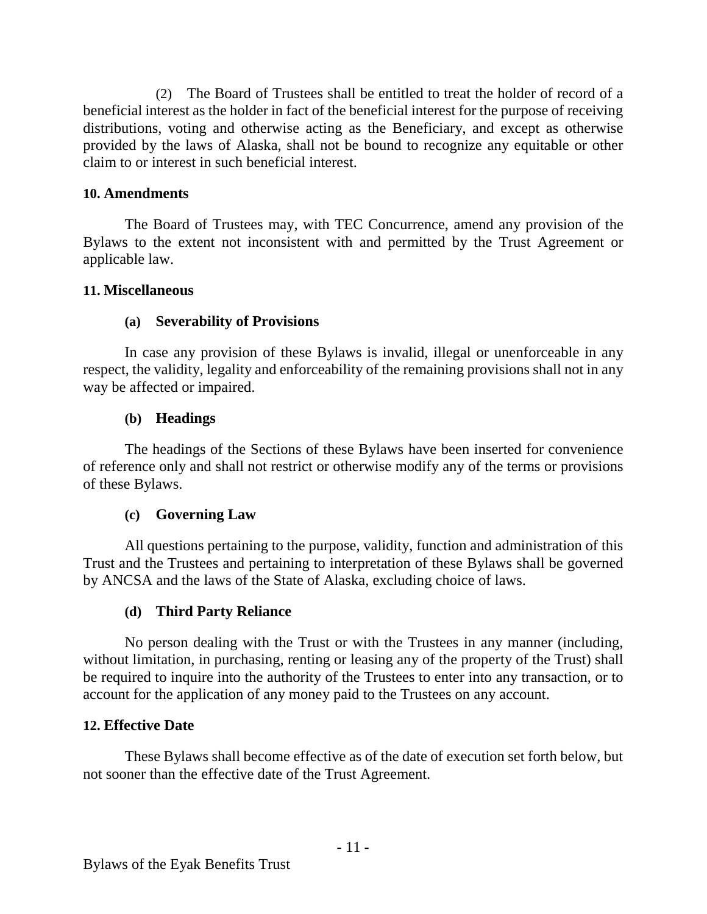(2) The Board of Trustees shall be entitled to treat the holder of record of a beneficial interest as the holder in fact of the beneficial interest for the purpose of receiving distributions, voting and otherwise acting as the Beneficiary, and except as otherwise provided by the laws of Alaska, shall not be bound to recognize any equitable or other claim to or interest in such beneficial interest.

## 10. Amendments

The Board of Trustees may, with TEC Concurrence, amend any provision of the Bylaws to the extent not inconsistent with and permitted by the Trust Agreement or applicable law.

## 11. Miscellaneous

### (a) Severability of Provisions

In case any provision of these Bylaws is invalid, illegal or unenforceable in any respect, the validity, legality and enforceability of the remaining provisions shall not in any way be affected or impaired.

### (b) Headings

The headings of the Sections of these Bylaws have been inserted for convenience of reference only and shall not restrict or otherwise modify any of the terms or provisions of these Bylaws.

### (c) Governing Law

All questions pertaining to the purpose, validity, function and administration of this Trust and the Trustees and pertaining to interpretation of these Bylaws shall be governed by ANCSA and the laws of the State of Alaska, excluding choice of laws.

### (d) Third Party Reliance

No person dealing with the Trust or with the Trustees in any manner (including, without limitation, in purchasing, renting or leasing any of the property of the Trust) shall be required to inquire into the authority of the Trustees to enter into any transaction, or to account for the application of any money paid to the Trustees on any account.

## 12. Effective Date

These Bylaws shall become effective as of the date of execution set forth below, but not sooner than the effective date of the Trust Agreement.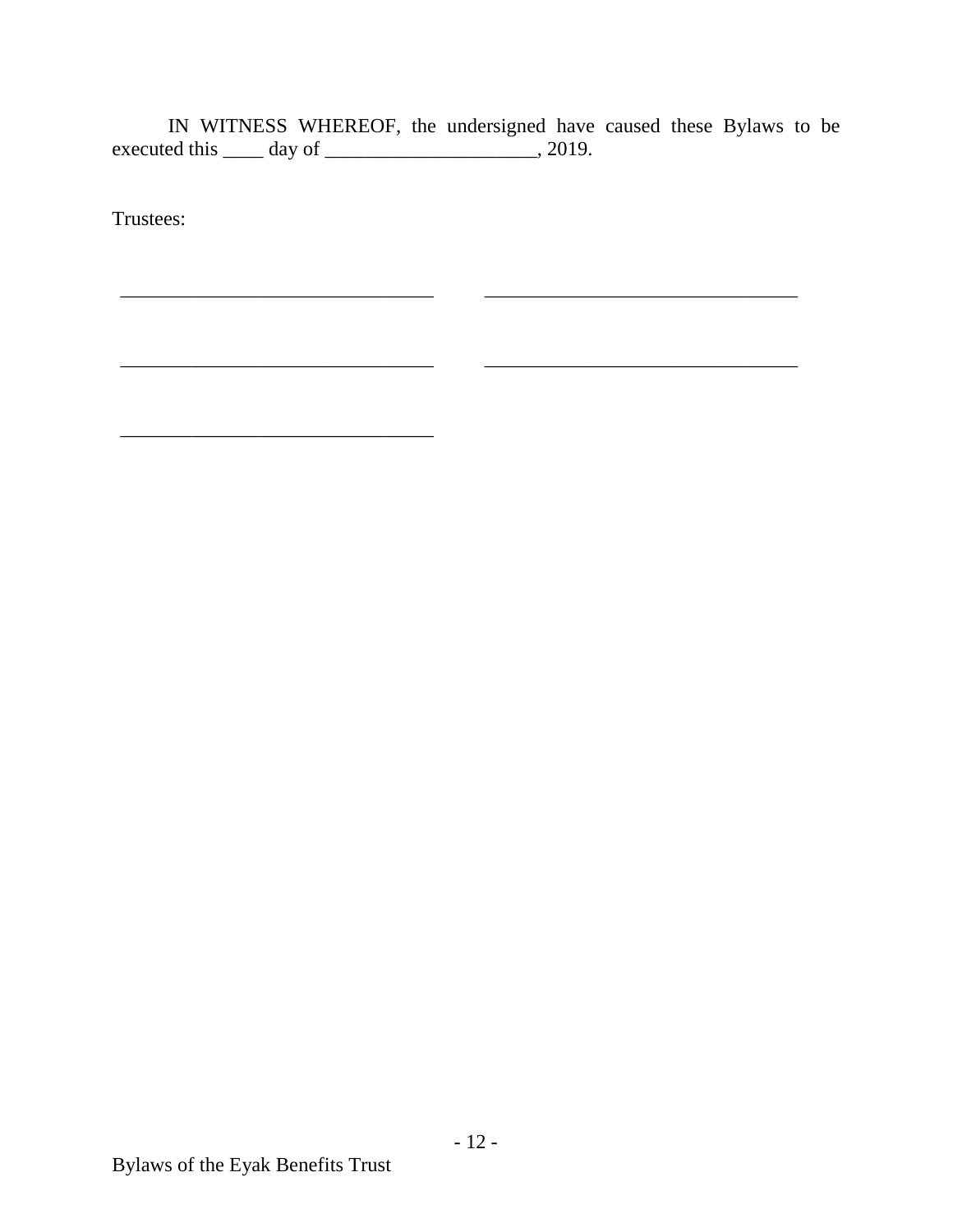IN WITNESS WHEREOF, the undersigned have caused these Bylaws to be executed this ____ day of _____________________, 2019.

Trustees:

________________________________ ________________________________

________________________________ ________________________________

________________________________